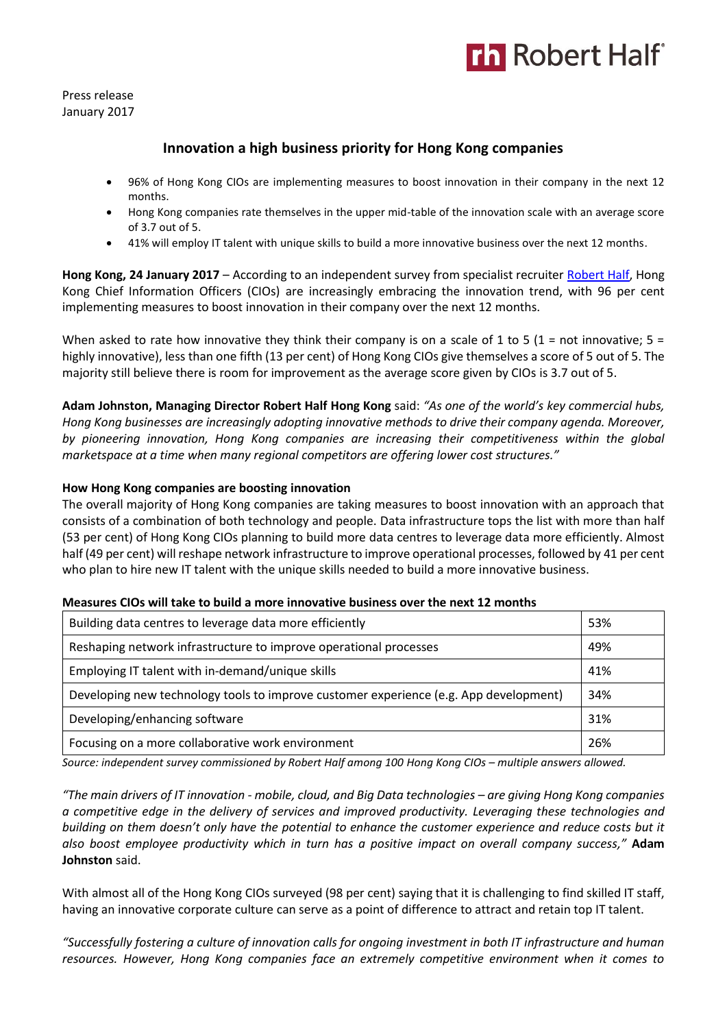Press release
January 2017

## Innovation a high business priority for Hong Kong companies

- 96% of Hong Kong CIOs are implementing measures to boost innovation in their company in the next 12 months.
- Hong Kong companies rate themselves in the upper mid-table of the innovation scale with an average score of 3.7 out of 5.
- 41% will employ IT talent with unique skills to build a more innovative business over the next 12 months.

**Hong Kong, 24 January 2017** – According to an independent survey from specialist recruiter Robert Half, Hong Kong Chief Information Officers (CIOs) are increasingly embracing the innovation trend, with 96 per cent implementing measures to boost innovation in their company over the next 12 months.

When asked to rate how innovative they think their company is on a scale of 1 to 5 (1 = not innovative; 5 = highly innovative), less than one fifth (13 per cent) of Hong Kong CIOs give themselves a score of 5 out of 5. The majority still believe there is room for improvement as the average score given by CIOs is 3.7 out of 5.

**Adam Johnston, Managing Director Robert Half Hong Kong** said: *"As one of the world's key commercial hubs, Hong Kong businesses are increasingly adopting innovative methods to drive their company agenda. Moreover, by pioneering innovation, Hong Kong companies are increasing their competitiveness within the global marketspace at a time when many regional competitors are offering lower cost structures."*

**How Hong Kong companies are boosting innovation**

The overall majority of Hong Kong companies are taking measures to boost innovation with an approach that consists of a combination of both technology and people. Data infrastructure tops the list with more than half (53 per cent) of Hong Kong CIOs planning to build more data centres to leverage data more efficiently. Almost half (49 per cent) will reshape network infrastructure to improve operational processes, followed by 41 per cent who plan to hire new IT talent with the unique skills needed to build a more innovative business.

**Measures CIOs will take to build a more innovative business over the next 12 months**

| Measure | % |
|---|---|
| Building data centres to leverage data more efficiently | 53% |
| Reshaping network infrastructure to improve operational processes | 49% |
| Employing IT talent with in-demand/unique skills | 41% |
| Developing new technology tools to improve customer experience (e.g. App development) | 34% |
| Developing/enhancing software | 31% |
| Focusing on a more collaborative work environment | 26% |

*Source: independent survey commissioned by Robert Half among 100 Hong Kong CIOs – multiple answers allowed.*

*"The main drivers of IT innovation - mobile, cloud, and Big Data technologies – are giving Hong Kong companies a competitive edge in the delivery of services and improved productivity. Leveraging these technologies and building on them doesn't only have the potential to enhance the customer experience and reduce costs but it also boost employee productivity which in turn has a positive impact on overall company success,"* **Adam Johnston** said.

With almost all of the Hong Kong CIOs surveyed (98 per cent) saying that it is challenging to find skilled IT staff, having an innovative corporate culture can serve as a point of difference to attract and retain top IT talent.

*"Successfully fostering a culture of innovation calls for ongoing investment in both IT infrastructure and human resources. However, Hong Kong companies face an extremely competitive environment when it comes to*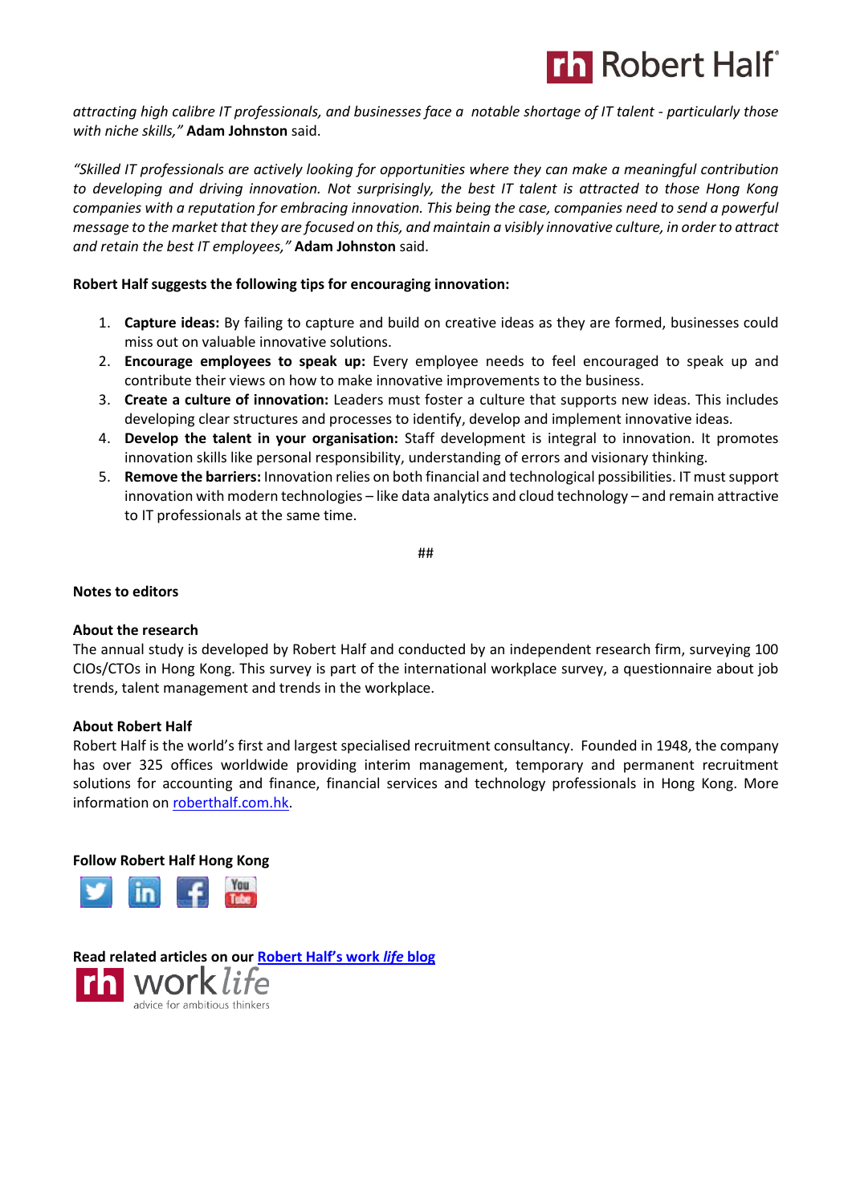*attracting high calibre IT professionals, and businesses face a notable shortage of IT talent - particularly those with niche skills,"* **Adam Johnston** said.

*"Skilled IT professionals are actively looking for opportunities where they can make a meaningful contribution to developing and driving innovation. Not surprisingly, the best IT talent is attracted to those Hong Kong companies with a reputation for embracing innovation. This being the case, companies need to send a powerful message to the market that they are focused on this, and maintain a visibly innovative culture, in order to attract and retain the best IT employees,"* **Adam Johnston** said.

**Robert Half suggests the following tips for encouraging innovation:**

1. **Capture ideas:** By failing to capture and build on creative ideas as they are formed, businesses could miss out on valuable innovative solutions.
2. **Encourage employees to speak up:** Every employee needs to feel encouraged to speak up and contribute their views on how to make innovative improvements to the business.
3. **Create a culture of innovation:** Leaders must foster a culture that supports new ideas. This includes developing clear structures and processes to identify, develop and implement innovative ideas.
4. **Develop the talent in your organisation:** Staff development is integral to innovation. It promotes innovation skills like personal responsibility, understanding of errors and visionary thinking.
5. **Remove the barriers:** Innovation relies on both financial and technological possibilities. IT must support innovation with modern technologies – like data analytics and cloud technology – and remain attractive to IT professionals at the same time.

##

**Notes to editors**

**About the research**

The annual study is developed by Robert Half and conducted by an independent research firm, surveying 100 CIOs/CTOs in Hong Kong. This survey is part of the international workplace survey, a questionnaire about job trends, talent management and trends in the workplace.

**About Robert Half**

Robert Half is the world's first and largest specialised recruitment consultancy. Founded in 1948, the company has over 325 offices worldwide providing interim management, temporary and permanent recruitment solutions for accounting and finance, financial services and technology professionals in Hong Kong. More information on roberthalf.com.hk.

**Follow Robert Half Hong Kong**

**Read related articles on our Robert Half's work *life* blog**

work *life* advice for ambitious thinkers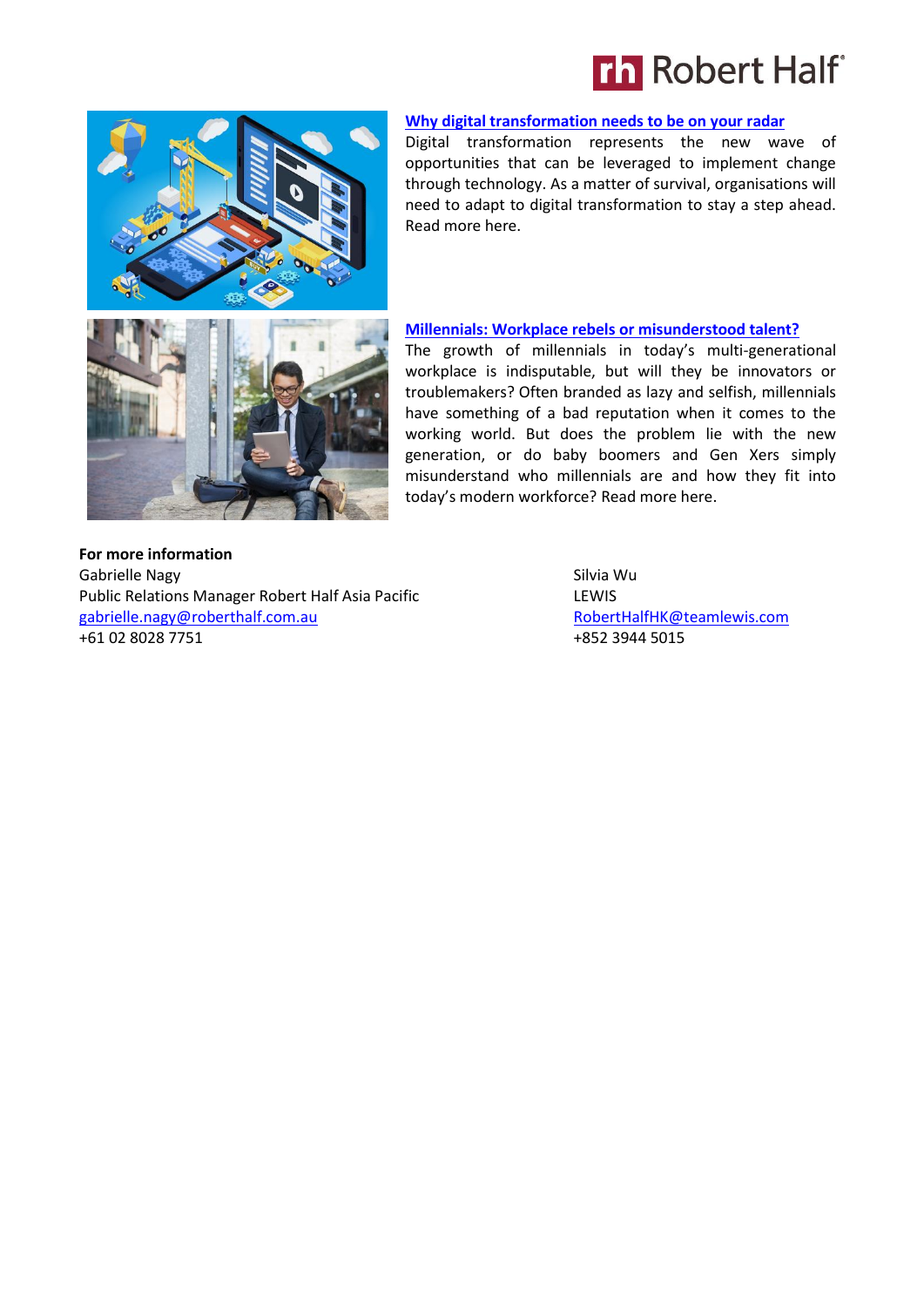**Why digital transformation needs to be on your radar**

Digital transformation represents the new wave of opportunities that can be leveraged to implement change through technology. As a matter of survival, organisations will need to adapt to digital transformation to stay a step ahead. Read more here.

**Millennials: Workplace rebels or misunderstood talent?**

The growth of millennials in today's multi-generational workplace is indisputable, but will they be innovators or troublemakers? Often branded as lazy and selfish, millennials have something of a bad reputation when it comes to the working world. But does the problem lie with the new generation, or do baby boomers and Gen Xers simply misunderstand who millennials are and how they fit into today's modern workforce? Read more here.

**For more information**

Gabrielle Nagy
Public Relations Manager Robert Half Asia Pacific
gabrielle.nagy@roberthalf.com.au
+61 02 8028 7751

Silvia Wu
LEWIS
RobertHalfHK@teamlewis.com
+852 3944 5015